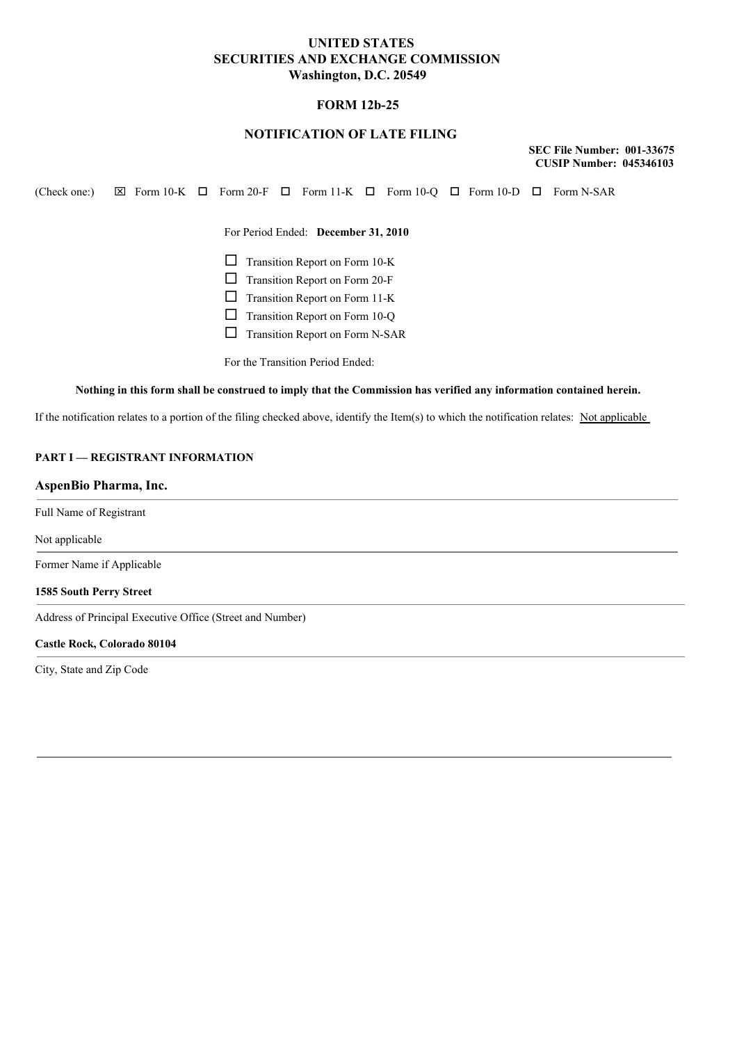# UNITED STATES
# SECURITIES AND EXCHANGE COMMISSION
## Washington, D.C. 20549

## FORM 12b-25

## NOTIFICATION OF LATE FILING

**SEC File Number: 001-33675**
**CUSIP Number: 045346103**

(Check one:) ☒ Form 10-K ☐ Form 20-F ☐ Form 11-K ☐ Form 10-Q ☐ Form 10-D ☐ Form N-SAR

For Period Ended: **December 31, 2010**

☐ Transition Report on Form 10-K
☐ Transition Report on Form 20-F
☐ Transition Report on Form 11-K
☐ Transition Report on Form 10-Q
☐ Transition Report on Form N-SAR

For the Transition Period Ended:

**Nothing in this form shall be construed to imply that the Commission has verified any information contained herein.**

If the notification relates to a portion of the filing checked above, identify the Item(s) to which the notification relates: Not applicable

**PART I — REGISTRANT INFORMATION**

**AspenBio Pharma, Inc.**

Full Name of Registrant

Not applicable

Former Name if Applicable

**1585 South Perry Street**

Address of Principal Executive Office (Street and Number)

**Castle Rock, Colorado 80104**

City, State and Zip Code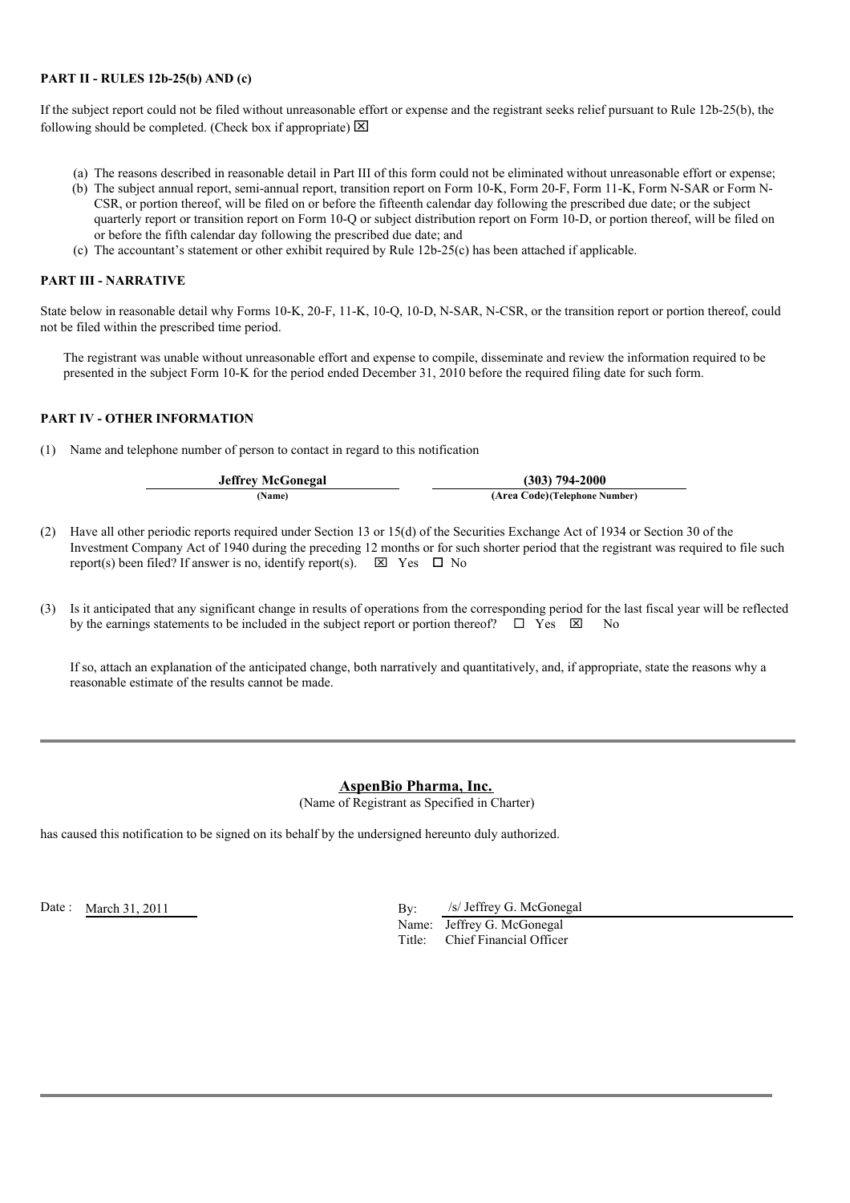**PART II - RULES 12b-25(b) AND (c)**

If the subject report could not be filed without unreasonable effort or expense and the registrant seeks relief pursuant to Rule 12b-25(b), the following should be completed. (Check box if appropriate) ☒

(a) The reasons described in reasonable detail in Part III of this form could not be eliminated without unreasonable effort or expense;

(b) The subject annual report, semi-annual report, transition report on Form 10-K, Form 20-F, Form 11-K, Form N-SAR or Form N-CSR, or portion thereof, will be filed on or before the fifteenth calendar day following the prescribed due date; or the subject quarterly report or transition report on Form 10-Q or subject distribution report on Form 10-D, or portion thereof, will be filed on or before the fifth calendar day following the prescribed due date; and

(c) The accountant's statement or other exhibit required by Rule 12b-25(c) has been attached if applicable.

**PART III - NARRATIVE**

State below in reasonable detail why Forms 10-K, 20-F, 11-K, 10-Q, 10-D, N-SAR, N-CSR, or the transition report or portion thereof, could not be filed within the prescribed time period.

The registrant was unable without unreasonable effort and expense to compile, disseminate and review the information required to be presented in the subject Form 10-K for the period ended December 31, 2010 before the required filing date for such form.

**PART IV - OTHER INFORMATION**

(1) Name and telephone number of person to contact in regard to this notification

| **Jeffrey McGonegal** | **(303) 794-2000** |
|---|---|
| **(Name)** | **(Area Code)(Telephone Number)** |

(2) Have all other periodic reports required under Section 13 or 15(d) of the Securities Exchange Act of 1934 or Section 30 of the Investment Company Act of 1940 during the preceding 12 months or for such shorter period that the registrant was required to file such report(s) been filed? If answer is no, identify report(s). ☒ Yes ☐ No

(3) Is it anticipated that any significant change in results of operations from the corresponding period for the last fiscal year will be reflected by the earnings statements to be included in the subject report or portion thereof? ☐ Yes ☒ No

If so, attach an explanation of the anticipated change, both narratively and quantitatively, and, if appropriate, state the reasons why a reasonable estimate of the results cannot be made.

**AspenBio Pharma, Inc.**

(Name of Registrant as Specified in Charter)

has caused this notification to be signed on its behalf by the undersigned hereunto duly authorized.

Date : March 31, 2011

By: /s/ Jeffrey G. McGonegal
Name: Jeffrey G. McGonegal
Title: Chief Financial Officer